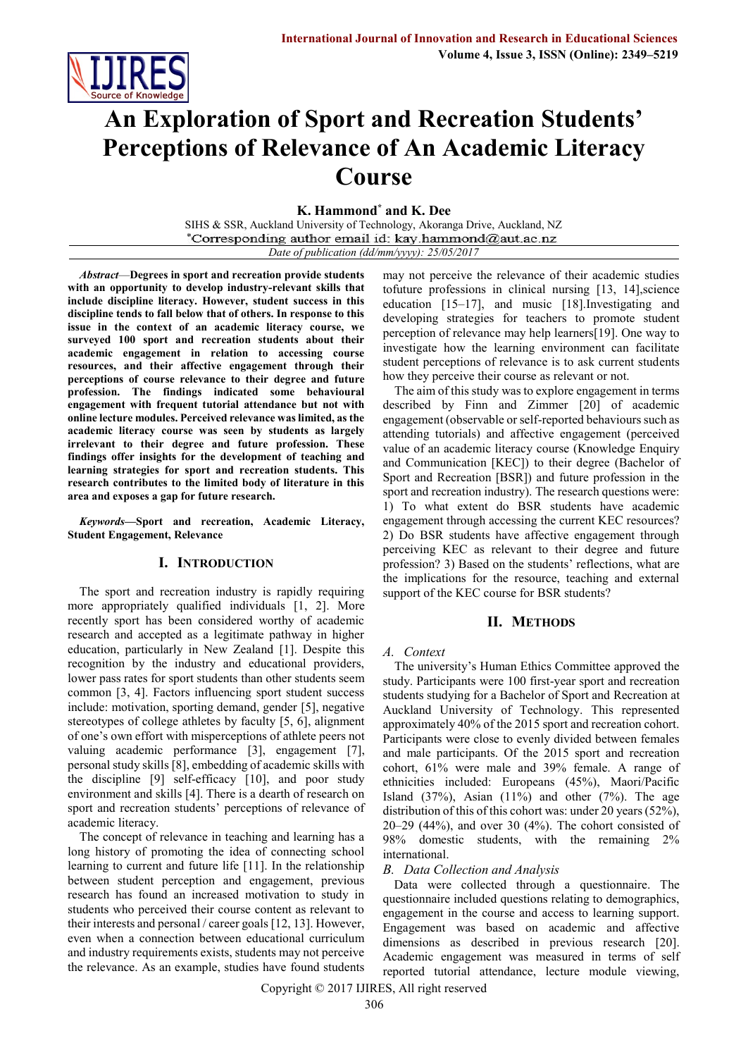# An Exploration of Sport and Recreation Students' Perceptions of Relevance of An Academic Literacy Course

**K. Hammond*** **and K. Dee**

SIHS & SSR, Auckland University of Technology, Akoranga Drive, Auckland, NZ

*Corresponding author email id: kay.hammond@aut.ac.nz

*Date of publication (dd/mm/yyyy): 25/05/2017*

***Abstract*****—Degrees in sport and recreation provide students with an opportunity to develop industry-relevant skills that include discipline literacy. However, student success in this discipline tends to fall below that of others. In response to this issue in the context of an academic literacy course, we surveyed 100 sport and recreation students about their academic engagement in relation to accessing course resources, and their affective engagement through their perceptions of course relevance to their degree and future profession. The findings indicated some behavioural engagement with frequent tutorial attendance but not with online lecture modules. Perceived relevance was limited, as the academic literacy course was seen by students as largely irrelevant to their degree and future profession. These findings offer insights for the development of teaching and learning strategies for sport and recreation students. This research contributes to the limited body of literature in this area and exposes a gap for future research.**

***Keywords*****—Sport and recreation, Academic Literacy, Student Engagement, Relevance**

## I. Introduction

The sport and recreation industry is rapidly requiring more appropriately qualified individuals [1, 2]. More recently sport has been considered worthy of academic research and accepted as a legitimate pathway in higher education, particularly in New Zealand [1]. Despite this recognition by the industry and educational providers, lower pass rates for sport students than other students seem common [3, 4]. Factors influencing sport student success include: motivation, sporting demand, gender [5], negative stereotypes of college athletes by faculty [5, 6], alignment of one's own effort with misperceptions of athlete peers not valuing academic performance [3], engagement [7], personal study skills [8], embedding of academic skills with the discipline [9] self-efficacy [10], and poor study environment and skills [4]. There is a dearth of research on sport and recreation students' perceptions of relevance of academic literacy.

The concept of relevance in teaching and learning has a long history of promoting the idea of connecting school learning to current and future life [11]. In the relationship between student perception and engagement, previous research has found an increased motivation to study in students who perceived their course content as relevant to their interests and personal / career goals [12, 13]. However, even when a connection between educational curriculum and industry requirements exists, students may not perceive the relevance. As an example, studies have found students may not perceive the relevance of their academic studies tofuture professions in clinical nursing [13, 14],science education [15–17], and music [18].Investigating and developing strategies for teachers to promote student perception of relevance may help learners[19]. One way to investigate how the learning environment can facilitate student perceptions of relevance is to ask current students how they perceive their course as relevant or not.

The aim of this study was to explore engagement in terms described by Finn and Zimmer [20] of academic engagement (observable or self-reported behaviours such as attending tutorials) and affective engagement (perceived value of an academic literacy course (Knowledge Enquiry and Communication [KEC]) to their degree (Bachelor of Sport and Recreation [BSR]) and future profession in the sport and recreation industry). The research questions were: 1) To what extent do BSR students have academic engagement through accessing the current KEC resources? 2) Do BSR students have affective engagement through perceiving KEC as relevant to their degree and future profession? 3) Based on the students' reflections, what are the implications for the resource, teaching and external support of the KEC course for BSR students?

## II. Methods

### *A. Context*

The university's Human Ethics Committee approved the study. Participants were 100 first-year sport and recreation students studying for a Bachelor of Sport and Recreation at Auckland University of Technology. This represented approximately 40% of the 2015 sport and recreation cohort. Participants were close to evenly divided between females and male participants. Of the 2015 sport and recreation cohort, 61% were male and 39% female. A range of ethnicities included: Europeans (45%), Maori/Pacific Island (37%), Asian (11%) and other (7%). The age distribution of this of this cohort was: under 20 years (52%), 20–29 (44%), and over 30 (4%). The cohort consisted of 98% domestic students, with the remaining 2% international.

### *B. Data Collection and Analysis*

Data were collected through a questionnaire. The questionnaire included questions relating to demographics, engagement in the course and access to learning support. Engagement was based on academic and affective dimensions as described in previous research [20]. Academic engagement was measured in terms of self reported tutorial attendance, lecture module viewing,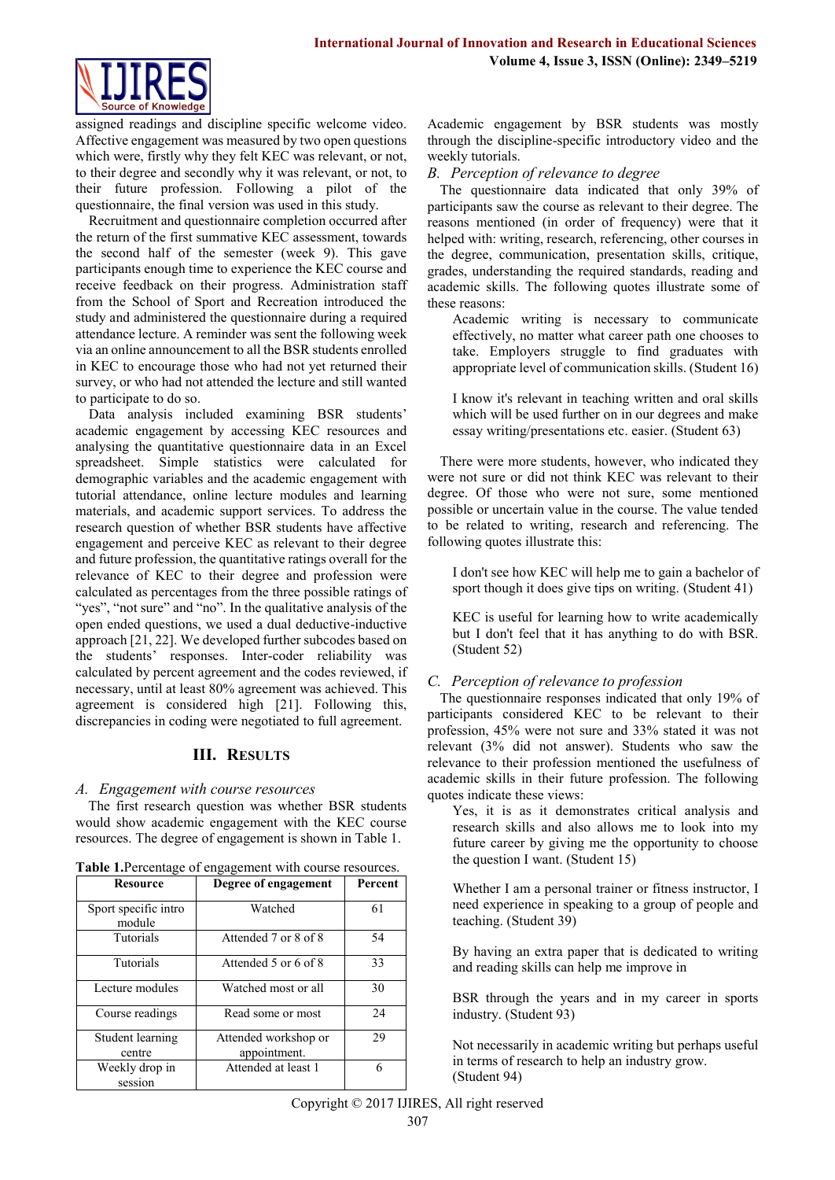assigned readings and discipline specific welcome video. Affective engagement was measured by two open questions which were, firstly why they felt KEC was relevant, or not, to their degree and secondly why it was relevant, or not, to their future profession. Following a pilot of the questionnaire, the final version was used in this study.

Recruitment and questionnaire completion occurred after the return of the first summative KEC assessment, towards the second half of the semester (week 9). This gave participants enough time to experience the KEC course and receive feedback on their progress. Administration staff from the School of Sport and Recreation introduced the study and administered the questionnaire during a required attendance lecture. A reminder was sent the following week via an online announcement to all the BSR students enrolled in KEC to encourage those who had not yet returned their survey, or who had not attended the lecture and still wanted to participate to do so.

Data analysis included examining BSR students' academic engagement by accessing KEC resources and analysing the quantitative questionnaire data in an Excel spreadsheet. Simple statistics were calculated for demographic variables and the academic engagement with tutorial attendance, online lecture modules and learning materials, and academic support services. To address the research question of whether BSR students have affective engagement and perceive KEC as relevant to their degree and future profession, the quantitative ratings overall for the relevance of KEC to their degree and profession were calculated as percentages from the three possible ratings of "yes", "not sure" and "no". In the qualitative analysis of the open ended questions, we used a dual deductive-inductive approach [21, 22]. We developed further subcodes based on the students' responses. Inter-coder reliability was calculated by percent agreement and the codes reviewed, if necessary, until at least 80% agreement was achieved. This agreement is considered high [21]. Following this, discrepancies in coding were negotiated to full agreement.

## III. Results

### A. *Engagement with course resources*

The first research question was whether BSR students would show academic engagement with the KEC course resources. The degree of engagement is shown in Table 1.

**Table 1.** Percentage of engagement with course resources.

| Resource | Degree of engagement | Percent |
|---|---|---|
| Sport specific intro module | Watched | 61 |
| Tutorials | Attended 7 or 8 of 8 | 54 |
| Tutorials | Attended 5 or 6 of 8 | 33 |
| Lecture modules | Watched most or all | 30 |
| Course readings | Read some or most | 24 |
| Student learning centre | Attended workshop or appointment. | 29 |
| Weekly drop in session | Attended at least 1 | 6 |

Academic engagement by BSR students was mostly through the discipline-specific introductory video and the weekly tutorials.

### B. *Perception of relevance to degree*

The questionnaire data indicated that only 39% of participants saw the course as relevant to their degree. The reasons mentioned (in order of frequency) were that it helped with: writing, research, referencing, other courses in the degree, communication, presentation skills, critique, grades, understanding the required standards, reading and academic skills. The following quotes illustrate some of these reasons:

> Academic writing is necessary to communicate effectively, no matter what career path one chooses to take. Employers struggle to find graduates with appropriate level of communication skills. (Student 16)

> I know it's relevant in teaching written and oral skills which will be used further on in our degrees and make essay writing/presentations etc. easier. (Student 63)

There were more students, however, who indicated they were not sure or did not think KEC was relevant to their degree. Of those who were not sure, some mentioned possible or uncertain value in the course. The value tended to be related to writing, research and referencing. The following quotes illustrate this:

> I don't see how KEC will help me to gain a bachelor of sport though it does give tips on writing. (Student 41)

> KEC is useful for learning how to write academically but I don't feel that it has anything to do with BSR. (Student 52)

### C. *Perception of relevance to profession*

The questionnaire responses indicated that only 19% of participants considered KEC to be relevant to their profession, 45% were not sure and 33% stated it was not relevant (3% did not answer). Students who saw the relevance to their profession mentioned the usefulness of academic skills in their future profession. The following quotes indicate these views:

> Yes, it is as it demonstrates critical analysis and research skills and also allows me to look into my future career by giving me the opportunity to choose the question I want. (Student 15)

> Whether I am a personal trainer or fitness instructor, I need experience in speaking to a group of people and teaching. (Student 39)

> By having an extra paper that is dedicated to writing and reading skills can help me improve in
>
> BSR through the years and in my career in sports industry. (Student 93)

> Not necessarily in academic writing but perhaps useful in terms of research to help an industry grow. (Student 94)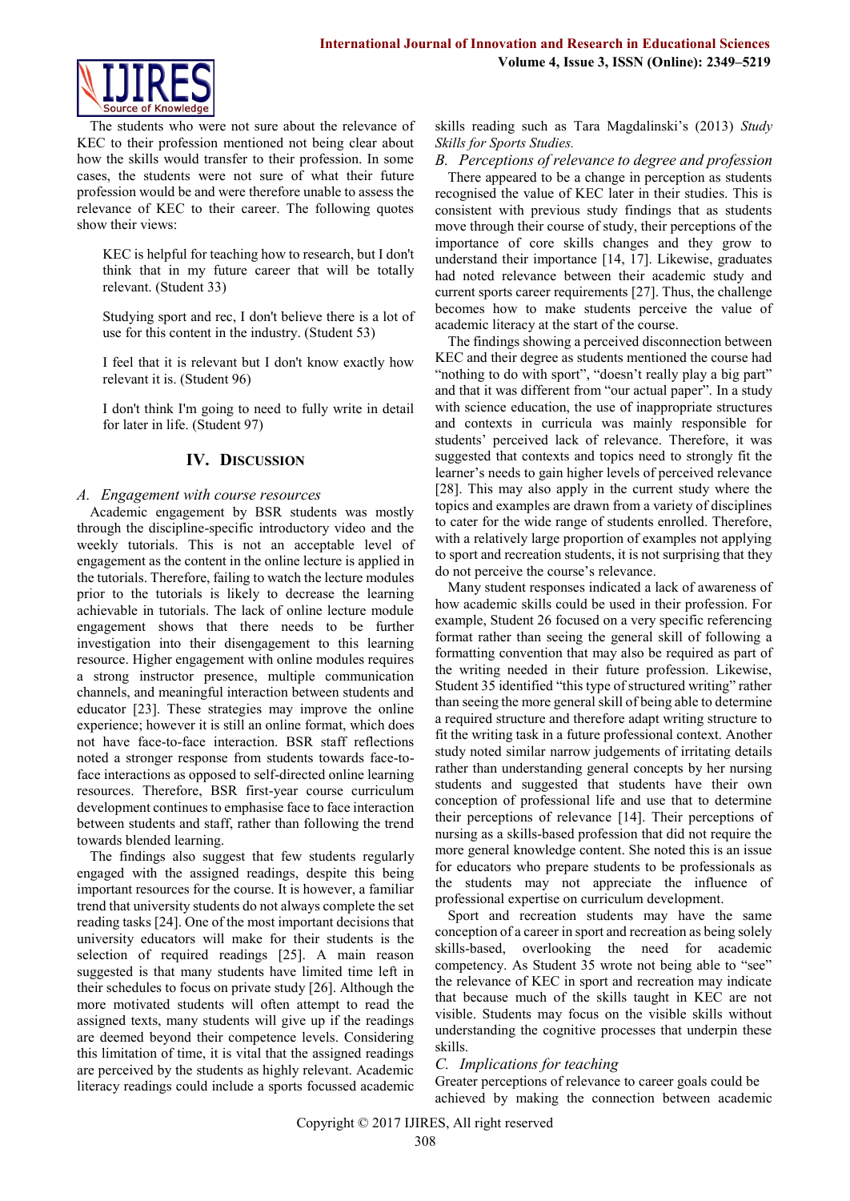The students who were not sure about the relevance of KEC to their profession mentioned not being clear about how the skills would transfer to their profession. In some cases, the students were not sure of what their future profession would be and were therefore unable to assess the relevance of KEC to their career. The following quotes show their views:

> KEC is helpful for teaching how to research, but I don't think that in my future career that will be totally relevant. (Student 33)

> Studying sport and rec, I don't believe there is a lot of use for this content in the industry. (Student 53)

> I feel that it is relevant but I don't know exactly how relevant it is. (Student 96)

> I don't think I'm going to need to fully write in detail for later in life. (Student 97)

## IV. Discussion

### *A. Engagement with course resources*

Academic engagement by BSR students was mostly through the discipline-specific introductory video and the weekly tutorials. This is not an acceptable level of engagement as the content in the online lecture is applied in the tutorials. Therefore, failing to watch the lecture modules prior to the tutorials is likely to decrease the learning achievable in tutorials. The lack of online lecture module engagement shows that there needs to be further investigation into their disengagement to this learning resource. Higher engagement with online modules requires a strong instructor presence, multiple communication channels, and meaningful interaction between students and educator [23]. These strategies may improve the online experience; however it is still an online format, which does not have face-to-face interaction. BSR staff reflections noted a stronger response from students towards face-to-face interactions as opposed to self-directed online learning resources. Therefore, BSR first-year course curriculum development continues to emphasise face to face interaction between students and staff, rather than following the trend towards blended learning.

The findings also suggest that few students regularly engaged with the assigned readings, despite this being important resources for the course. It is however, a familiar trend that university students do not always complete the set reading tasks [24]. One of the most important decisions that university educators will make for their students is the selection of required readings [25]. A main reason suggested is that many students have limited time left in their schedules to focus on private study [26]. Although the more motivated students will often attempt to read the assigned texts, many students will give up if the readings are deemed beyond their competence levels. Considering this limitation of time, it is vital that the assigned readings are perceived by the students as highly relevant. Academic literacy readings could include a sports focussed academic skills reading such as Tara Magdalinski's (2013) *Study Skills for Sports Studies.*

### *B. Perceptions of relevance to degree and profession*

There appeared to be a change in perception as students recognised the value of KEC later in their studies. This is consistent with previous study findings that as students move through their course of study, their perceptions of the importance of core skills changes and they grow to understand their importance [14, 17]. Likewise, graduates had noted relevance between their academic study and current sports career requirements [27]. Thus, the challenge becomes how to make students perceive the value of academic literacy at the start of the course.

The findings showing a perceived disconnection between KEC and their degree as students mentioned the course had "nothing to do with sport", "doesn't really play a big part" and that it was different from "our actual paper". In a study with science education, the use of inappropriate structures and contexts in curricula was mainly responsible for students' perceived lack of relevance. Therefore, it was suggested that contexts and topics need to strongly fit the learner's needs to gain higher levels of perceived relevance [28]. This may also apply in the current study where the topics and examples are drawn from a variety of disciplines to cater for the wide range of students enrolled. Therefore, with a relatively large proportion of examples not applying to sport and recreation students, it is not surprising that they do not perceive the course's relevance.

Many student responses indicated a lack of awareness of how academic skills could be used in their profession. For example, Student 26 focused on a very specific referencing format rather than seeing the general skill of following a formatting convention that may also be required as part of the writing needed in their future profession. Likewise, Student 35 identified "this type of structured writing" rather than seeing the more general skill of being able to determine a required structure and therefore adapt writing structure to fit the writing task in a future professional context. Another study noted similar narrow judgements of irritating details rather than understanding general concepts by her nursing students and suggested that students have their own conception of professional life and use that to determine their perceptions of relevance [14]. Their perceptions of nursing as a skills-based profession that did not require the more general knowledge content. She noted this is an issue for educators who prepare students to be professionals as the students may not appreciate the influence of professional expertise on curriculum development.

Sport and recreation students may have the same conception of a career in sport and recreation as being solely skills-based, overlooking the need for academic competency. As Student 35 wrote not being able to "see" the relevance of KEC in sport and recreation may indicate that because much of the skills taught in KEC are not visible. Students may focus on the visible skills without understanding the cognitive processes that underpin these skills.

### *C. Implications for teaching*

Greater perceptions of relevance to career goals could be achieved by making the connection between academic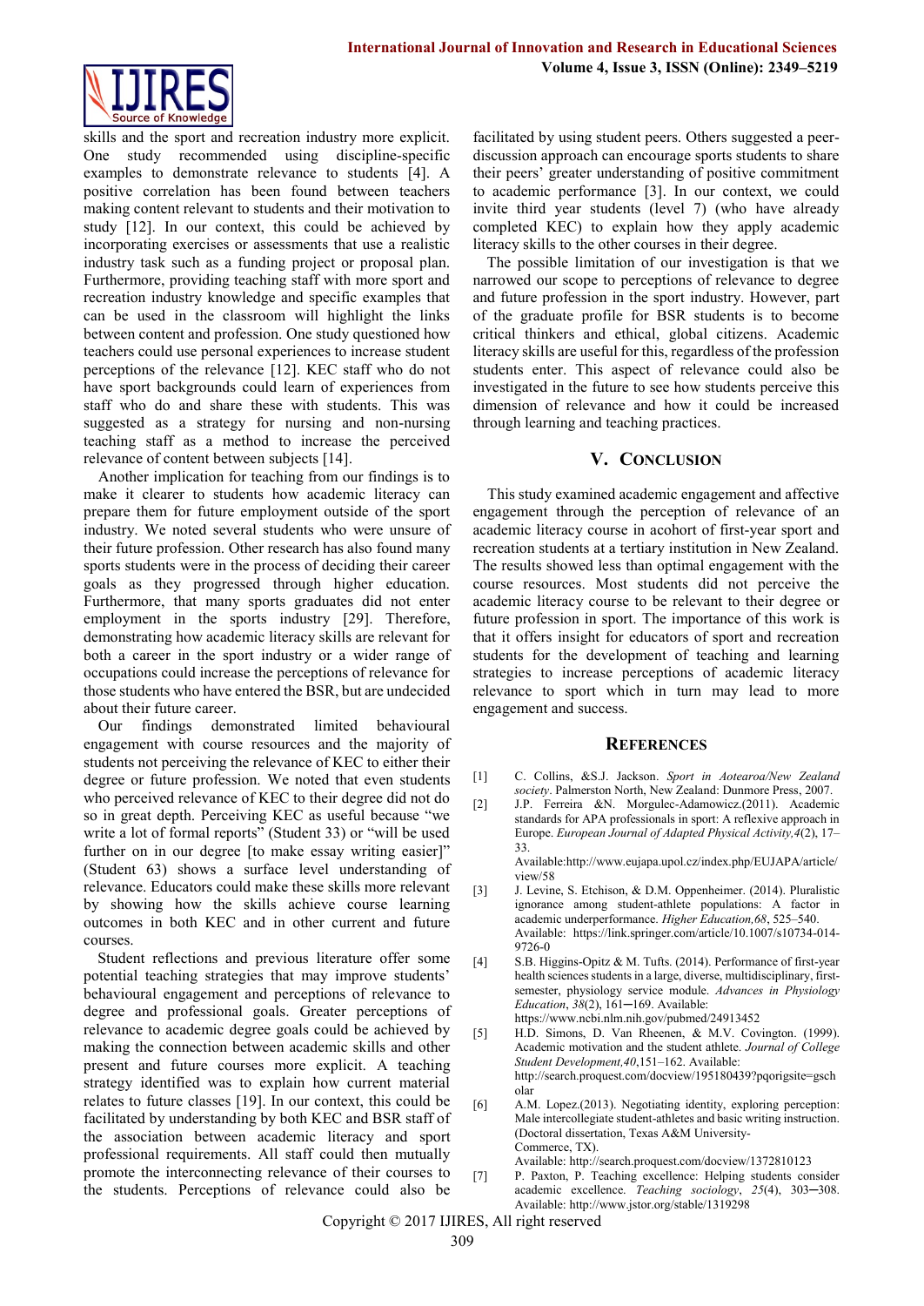skills and the sport and recreation industry more explicit. One study recommended using discipline-specific examples to demonstrate relevance to students [4]. A positive correlation has been found between teachers making content relevant to students and their motivation to study [12]. In our context, this could be achieved by incorporating exercises or assessments that use a realistic industry task such as a funding project or proposal plan. Furthermore, providing teaching staff with more sport and recreation industry knowledge and specific examples that can be used in the classroom will highlight the links between content and profession. One study questioned how teachers could use personal experiences to increase student perceptions of the relevance [12]. KEC staff who do not have sport backgrounds could learn of experiences from staff who do and share these with students. This was suggested as a strategy for nursing and non-nursing teaching staff as a method to increase the perceived relevance of content between subjects [14].

Another implication for teaching from our findings is to make it clearer to students how academic literacy can prepare them for future employment outside of the sport industry. We noted several students who were unsure of their future profession. Other research has also found many sports students were in the process of deciding their career goals as they progressed through higher education. Furthermore, that many sports graduates did not enter employment in the sports industry [29]. Therefore, demonstrating how academic literacy skills are relevant for both a career in the sport industry or a wider range of occupations could increase the perceptions of relevance for those students who have entered the BSR, but are undecided about their future career.

Our findings demonstrated limited behavioural engagement with course resources and the majority of students not perceiving the relevance of KEC to either their degree or future profession. We noted that even students who perceived relevance of KEC to their degree did not do so in great depth. Perceiving KEC as useful because "we write a lot of formal reports" (Student 33) or "will be used further on in our degree [to make essay writing easier]" (Student 63) shows a surface level understanding of relevance. Educators could make these skills more relevant by showing how the skills achieve course learning outcomes in both KEC and in other current and future courses.

Student reflections and previous literature offer some potential teaching strategies that may improve students' behavioural engagement and perceptions of relevance to degree and professional goals. Greater perceptions of relevance to academic degree goals could be achieved by making the connection between academic skills and other present and future courses more explicit. A teaching strategy identified was to explain how current material relates to future classes [19]. In our context, this could be facilitated by understanding by both KEC and BSR staff of the association between academic literacy and sport professional requirements. All staff could then mutually promote the interconnecting relevance of their courses to the students. Perceptions of relevance could also be facilitated by using student peers. Others suggested a peer-discussion approach can encourage sports students to share their peers' greater understanding of positive commitment to academic performance [3]. In our context, we could invite third year students (level 7) (who have already completed KEC) to explain how they apply academic literacy skills to the other courses in their degree.

The possible limitation of our investigation is that we narrowed our scope to perceptions of relevance to degree and future profession in the sport industry. However, part of the graduate profile for BSR students is to become critical thinkers and ethical, global citizens. Academic literacy skills are useful for this, regardless of the profession students enter. This aspect of relevance could also be investigated in the future to see how students perceive this dimension of relevance and how it could be increased through learning and teaching practices.

## V. Conclusion

This study examined academic engagement and affective engagement through the perception of relevance of an academic literacy course in acohort of first-year sport and recreation students at a tertiary institution in New Zealand. The results showed less than optimal engagement with the course resources. Most students did not perceive the academic literacy course to be relevant to their degree or future profession in sport. The importance of this work is that it offers insight for educators of sport and recreation students for the development of teaching and learning strategies to increase perceptions of academic literacy relevance to sport which in turn may lead to more engagement and success.

## References

[1] C. Collins, &S.J. Jackson. *Sport in Aotearoa/New Zealand society*. Palmerston North, New Zealand: Dunmore Press, 2007.

[2] J.P. Ferreira &N. Morgulec-Adamowicz.(2011). Academic standards for APA professionals in sport: A reflexive approach in Europe. *European Journal of Adapted Physical Activity,4*(2), 17–33. Available:http://www.eujapa.upol.cz/index.php/EUJAPA/article/view/58

[3] J. Levine, S. Etchison, & D.M. Oppenheimer. (2014). Pluralistic ignorance among student-athlete populations: A factor in academic underperformance. *Higher Education,68*, 525–540. Available: https://link.springer.com/article/10.1007/s10734-014-9726-0

[4] S.B. Higgins-Opitz & M. Tufts. (2014). Performance of first-year health sciences students in a large, diverse, multidisciplinary, first-semester, physiology service module. *Advances in Physiology Education*, *38*(2), 161–169. Available: https://www.ncbi.nlm.nih.gov/pubmed/24913452

[5] H.D. Simons, D. Van Rheenen, & M.V. Covington. (1999). Academic motivation and the student athlete. *Journal of College Student Development,40*,151–162. Available: http://search.proquest.com/docview/195180439?pqorigsite=gscholar

[6] A.M. Lopez.(2013). Negotiating identity, exploring perception: Male intercollegiate student-athletes and basic writing instruction. (Doctoral dissertation, Texas A&M University-Commerce, TX). Available: http://search.proquest.com/docview/1372810123

[7] P. Paxton, P. Teaching excellence: Helping students consider academic excellence. *Teaching sociology*, *25*(4), 303–308. Available: http://www.jstor.org/stable/1319298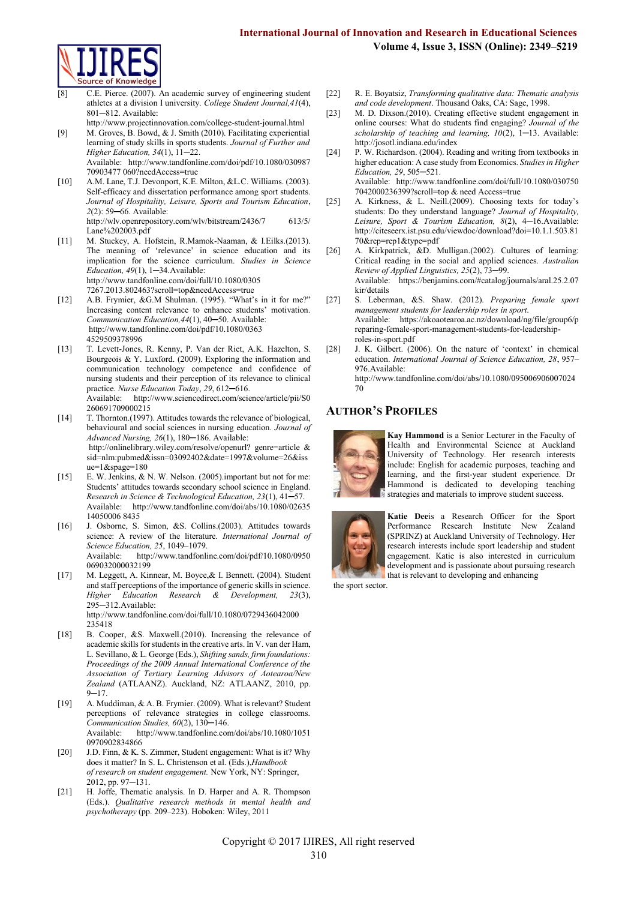[8] C.E. Pierce. (2007). An academic survey of engineering student athletes at a division I university. *College Student Journal,41*(4), 801─812. Available: http://www.projectinnovation.com/college-student-journal.html

[9] M. Groves, B. Bowd, & J. Smith (2010). Facilitating experiential learning of study skills in sports students. *Journal of Further and Higher Education, 34*(1), 11─22. Available: http://www.tandfonline.com/doi/pdf/10.1080/030987 70903477 060?needAccess=true

[10] A.M. Lane, T.J. Devonport, K.E. Milton, &L.C. Williams. (2003). Self-efficacy and dissertation performance among sport students. *Journal of Hospitality, Leisure, Sports and Tourism Education*, *2*(2): 59─66. Available: http://wlv.openrepository.com/wlv/bitstream/2436/7 613/5/ Lane%202003.pdf

[11] M. Stuckey, A. Hofstein, R.Mamok-Naaman, & I.Eilks.(2013). The meaning of 'relevance' in science education and its implication for the science curriculum. *Studies in Science Education, 49*(1), 1─34.Available: http://www.tandfonline.com/doi/full/10.1080/0305 7267.2013.802463?scroll=top&needAccess=true

[12] A.B. Frymier, &G.M Shulman. (1995). "What's in it for me?" Increasing content relevance to enhance students' motivation. *Communication Education,44*(1), 40─50. Available: http://www.tandfonline.com/doi/pdf/10.1080/0363 4529509378996

[13] T. Levett-Jones, R. Kenny, P. Van der Riet, A.K. Hazelton, S. Bourgeois & Y. Luxford. (2009). Exploring the information and communication technology competence and confidence of nursing students and their perception of its relevance to clinical practice. *Nurse Education Today*, *29*, 612─616. Available: http://www.sciencedirect.com/science/article/pii/S0 260691709000215

[14] T. Thornton.(1997). Attitudes towards the relevance of biological, behavioural and social sciences in nursing education. *Journal of Advanced Nursing, 26*(1), 180─186. Available: http://onlinelibrary.wiley.com/resolve/openurl? genre=article & sid=nlm:pubmed&issn=03092402&date=1997&volume=26&issue=1&spage=180

[15] E. W. Jenkins, & N. W. Nelson. (2005).important but not for me: Students' attitudes towards secondary school science in England. *Research in Science & Technological Education, 23*(1), 41─57. Available: http://www.tandfonline.com/doi/abs/10.1080/02635 14050006 8435

[16] J. Osborne, S. Simon, &S. Collins.(2003). Attitudes towards science: A review of the literature. *International Journal of Science Education, 25*, 1049–1079. Available: http://www.tandfonline.com/doi/pdf/10.1080/0950 069032000032199

[17] M. Leggett, A. Kinnear, M. Boyce,& I. Bennett. (2004). Student and staff perceptions of the importance of generic skills in science. *Higher Education Research & Development, 23*(3), 295─312.Available: http://www.tandfonline.com/doi/full/10.1080/0729436042000 235418

[18] B. Cooper, &S. Maxwell.(2010). Increasing the relevance of academic skills for students in the creative arts. In V. van der Ham, L. Sevillano, & L. George (Eds.), *Shifting sands, firm foundations: Proceedings of the 2009 Annual International Conference of the Association of Tertiary Learning Advisors of Aotearoa/New Zealand* (ATLAANZ). Auckland, NZ: ATLAANZ, 2010, pp. 9─17.

[19] A. Muddiman, & A. B. Frymier. (2009). What is relevant? Student perceptions of relevance strategies in college classrooms. *Communication Studies, 60*(2), 130─146. Available: http://www.tandfonline.com/doi/abs/10.1080/1051 0970902834866

[20] J.D. Finn, & K. S. Zimmer, Student engagement: What is it? Why does it matter? In S. L. Christenson et al. (Eds.),*Handbook of research on student engagement.* New York, NY: Springer, 2012, pp. 97─131.

[21] H. Joffe, Thematic analysis. In D. Harper and A. R. Thompson (Eds.). *Qualitative research methods in mental health and psychotherapy* (pp. 209–223). Hoboken: Wiley, 2011

[22] R. E. Boyatsiz, *Transforming qualitative data: Thematic analysis and code development*. Thousand Oaks, CA: Sage, 1998.

[23] M. D. Dixson.(2010). Creating effective student engagement in online courses: What do students find engaging? *Journal of the scholarship of teaching and learning, 10*(2), 1─13. Available: http://josotl.indiana.edu/index

[24] P. W. Richardson. (2004). Reading and writing from textbooks in higher education: A case study from Economics. *Studies in Higher Education, 29*, 505─521. Available: http://www.tandfonline.com/doi/full/10.1080/030750 7042000236399?scroll=top & need Access=true

[25] A. Kirkness, & L. Neill.(2009). Choosing texts for today's students: Do they understand language? *Journal of Hospitality, Leisure, Sport & Tourism Education, 8*(2), 4─16.Available: http://citeseerx.ist.psu.edu/viewdoc/download?doi=10.1.1.503.81 70&rep=rep1&type=pdf

[26] A. Kirkpatrick, &D. Mulligan.(2002). Cultures of learning: Critical reading in the social and applied sciences. *Australian Review of Applied Linguistics, 25*(2), 73─99. Available: https://benjamins.com/#catalog/journals/aral.25.2.07 kir/details

[27] S. Leberman, &S. Shaw. (2012). *Preparing female sport management students for leadership roles in sport*. Available: https://akoaotearoa.ac.nz/download/ng/file/group6/preparing-female-sport-management-students-for-leadership-roles-in-sport.pdf

[28] J. K. Gilbert. (2006). On the nature of 'context' in chemical education. *International Journal of Science Education, 28*, 957–976.Available: http://www.tandfonline.com/doi/abs/10.1080/095006906007024 70

## Author's Profiles

**Kay Hammond** is a Senior Lecturer in the Faculty of Health and Environmental Science at Auckland University of Technology. Her research interests include: English for academic purposes, teaching and learning, and the first-year student experience. Dr Hammond is dedicated to developing teaching strategies and materials to improve student success.

**Katie Dee**is a Research Officer for the Sport Performance Research Institute New Zealand (SPRINZ) at Auckland University of Technology. Her research interests include sport leadership and student engagement. Katie is also interested in curriculum development and is passionate about pursuing research that is relevant to developing and enhancing the sport sector.